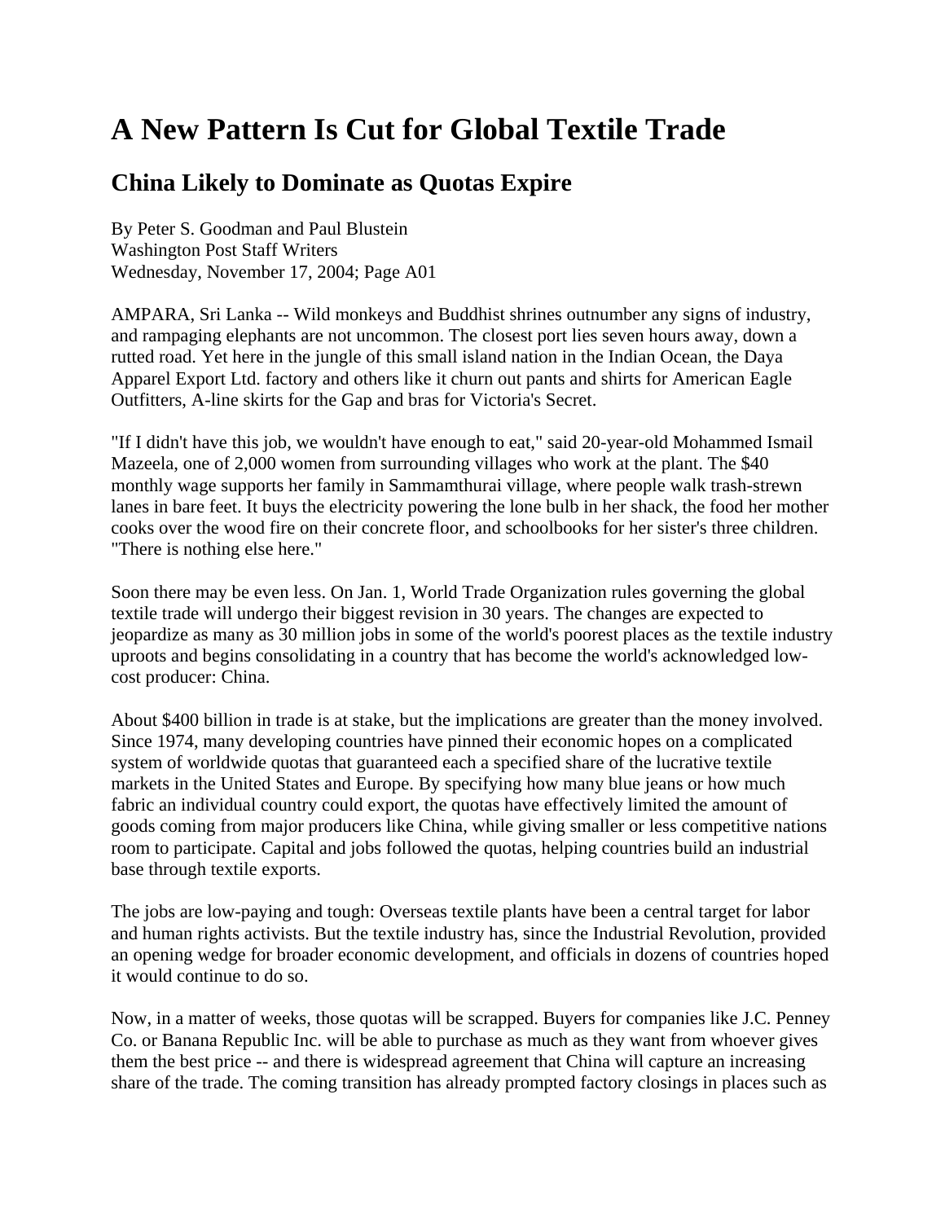# A New Pattern Is Cut for Global Textile Trade

## China Likely to Dominate as Quotas Expire

By Peter S. Goodman and Paul Blustein
Washington Post Staff Writers
Wednesday, November 17, 2004; Page A01

AMPARA, Sri Lanka -- Wild monkeys and Buddhist shrines outnumber any signs of industry, and rampaging elephants are not uncommon. The closest port lies seven hours away, down a rutted road. Yet here in the jungle of this small island nation in the Indian Ocean, the Daya Apparel Export Ltd. factory and others like it churn out pants and shirts for American Eagle Outfitters, A-line skirts for the Gap and bras for Victoria's Secret.

"If I didn't have this job, we wouldn't have enough to eat," said 20-year-old Mohammed Ismail Mazeela, one of 2,000 women from surrounding villages who work at the plant. The $40 monthly wage supports her family in Sammamthurai village, where people walk trash-strewn lanes in bare feet. It buys the electricity powering the lone bulb in her shack, the food her mother cooks over the wood fire on their concrete floor, and schoolbooks for her sister's three children. "There is nothing else here."

Soon there may be even less. On Jan. 1, World Trade Organization rules governing the global textile trade will undergo their biggest revision in 30 years. The changes are expected to jeopardize as many as 30 million jobs in some of the world's poorest places as the textile industry uproots and begins consolidating in a country that has become the world's acknowledged low-cost producer: China.

About $400 billion in trade is at stake, but the implications are greater than the money involved. Since 1974, many developing countries have pinned their economic hopes on a complicated system of worldwide quotas that guaranteed each a specified share of the lucrative textile markets in the United States and Europe. By specifying how many blue jeans or how much fabric an individual country could export, the quotas have effectively limited the amount of goods coming from major producers like China, while giving smaller or less competitive nations room to participate. Capital and jobs followed the quotas, helping countries build an industrial base through textile exports.

The jobs are low-paying and tough: Overseas textile plants have been a central target for labor and human rights activists. But the textile industry has, since the Industrial Revolution, provided an opening wedge for broader economic development, and officials in dozens of countries hoped it would continue to do so.

Now, in a matter of weeks, those quotas will be scrapped. Buyers for companies like J.C. Penney Co. or Banana Republic Inc. will be able to purchase as much as they want from whoever gives them the best price -- and there is widespread agreement that China will capture an increasing share of the trade. The coming transition has already prompted factory closings in places such as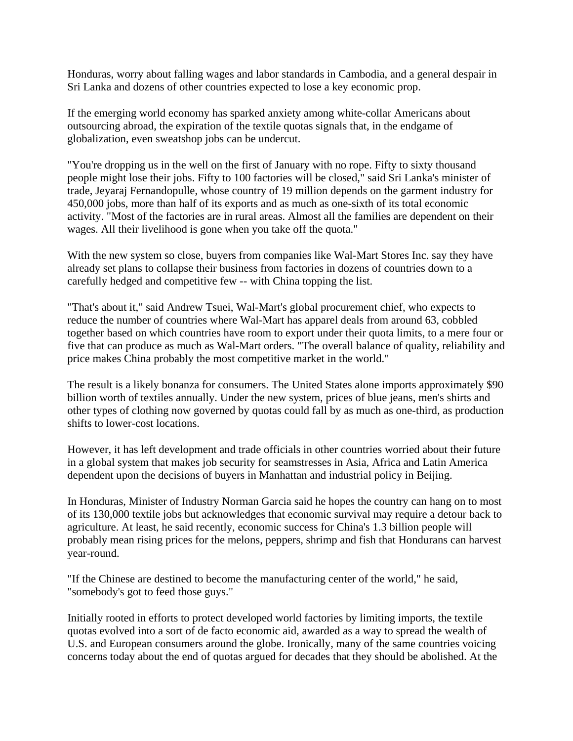Honduras, worry about falling wages and labor standards in Cambodia, and a general despair in Sri Lanka and dozens of other countries expected to lose a key economic prop.

If the emerging world economy has sparked anxiety among white-collar Americans about outsourcing abroad, the expiration of the textile quotas signals that, in the endgame of globalization, even sweatshop jobs can be undercut.

"You're dropping us in the well on the first of January with no rope. Fifty to sixty thousand people might lose their jobs. Fifty to 100 factories will be closed," said Sri Lanka's minister of trade, Jeyaraj Fernandopulle, whose country of 19 million depends on the garment industry for 450,000 jobs, more than half of its exports and as much as one-sixth of its total economic activity. "Most of the factories are in rural areas. Almost all the families are dependent on their wages. All their livelihood is gone when you take off the quota."

With the new system so close, buyers from companies like Wal-Mart Stores Inc. say they have already set plans to collapse their business from factories in dozens of countries down to a carefully hedged and competitive few -- with China topping the list.

"That's about it," said Andrew Tsuei, Wal-Mart's global procurement chief, who expects to reduce the number of countries where Wal-Mart has apparel deals from around 63, cobbled together based on which countries have room to export under their quota limits, to a mere four or five that can produce as much as Wal-Mart orders. "The overall balance of quality, reliability and price makes China probably the most competitive market in the world."

The result is a likely bonanza for consumers. The United States alone imports approximately $90 billion worth of textiles annually. Under the new system, prices of blue jeans, men's shirts and other types of clothing now governed by quotas could fall by as much as one-third, as production shifts to lower-cost locations.

However, it has left development and trade officials in other countries worried about their future in a global system that makes job security for seamstresses in Asia, Africa and Latin America dependent upon the decisions of buyers in Manhattan and industrial policy in Beijing.

In Honduras, Minister of Industry Norman Garcia said he hopes the country can hang on to most of its 130,000 textile jobs but acknowledges that economic survival may require a detour back to agriculture. At least, he said recently, economic success for China's 1.3 billion people will probably mean rising prices for the melons, peppers, shrimp and fish that Hondurans can harvest year-round.

"If the Chinese are destined to become the manufacturing center of the world," he said, "somebody's got to feed those guys."

Initially rooted in efforts to protect developed world factories by limiting imports, the textile quotas evolved into a sort of de facto economic aid, awarded as a way to spread the wealth of U.S. and European consumers around the globe. Ironically, many of the same countries voicing concerns today about the end of quotas argued for decades that they should be abolished. At the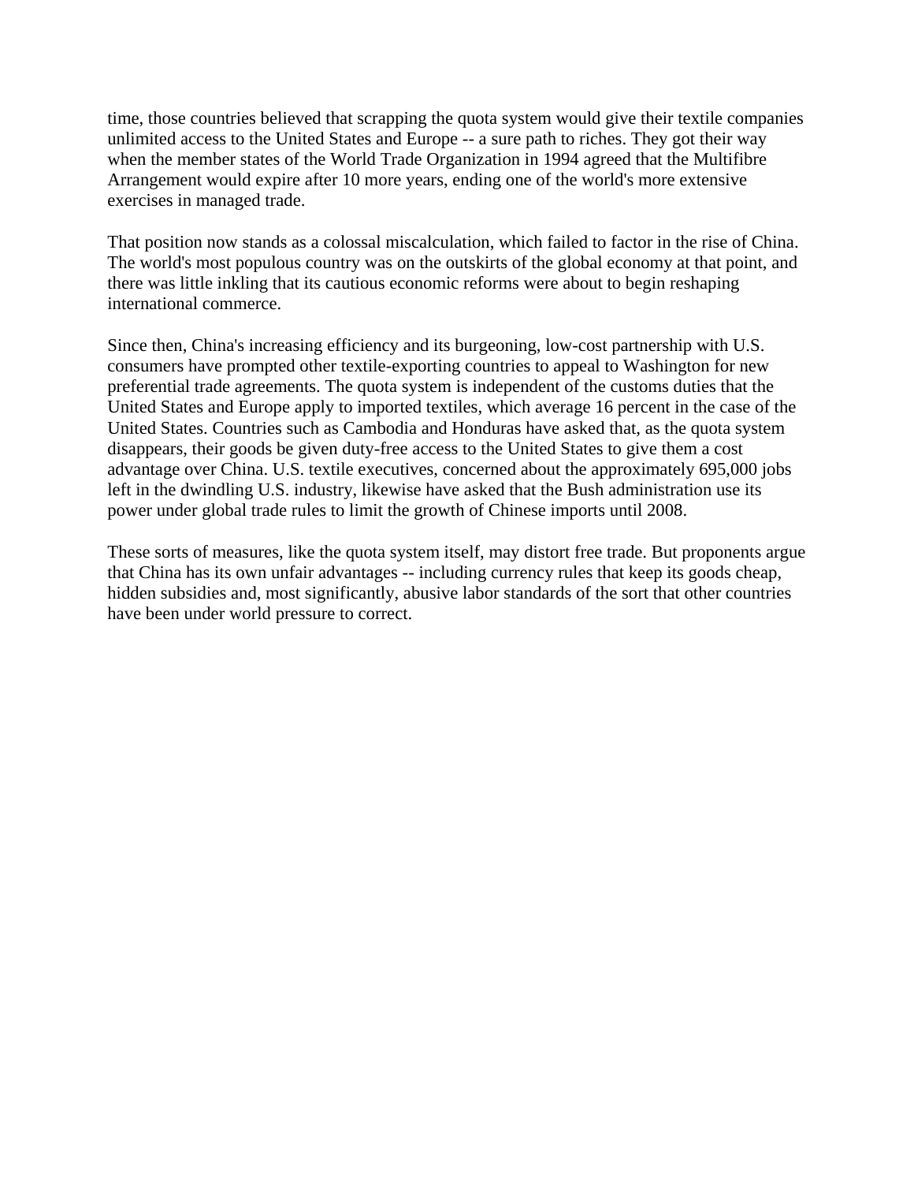time, those countries believed that scrapping the quota system would give their textile companies unlimited access to the United States and Europe -- a sure path to riches. They got their way when the member states of the World Trade Organization in 1994 agreed that the Multifibre Arrangement would expire after 10 more years, ending one of the world's more extensive exercises in managed trade.

That position now stands as a colossal miscalculation, which failed to factor in the rise of China. The world's most populous country was on the outskirts of the global economy at that point, and there was little inkling that its cautious economic reforms were about to begin reshaping international commerce.

Since then, China's increasing efficiency and its burgeoning, low-cost partnership with U.S. consumers have prompted other textile-exporting countries to appeal to Washington for new preferential trade agreements. The quota system is independent of the customs duties that the United States and Europe apply to imported textiles, which average 16 percent in the case of the United States. Countries such as Cambodia and Honduras have asked that, as the quota system disappears, their goods be given duty-free access to the United States to give them a cost advantage over China. U.S. textile executives, concerned about the approximately 695,000 jobs left in the dwindling U.S. industry, likewise have asked that the Bush administration use its power under global trade rules to limit the growth of Chinese imports until 2008.

These sorts of measures, like the quota system itself, may distort free trade. But proponents argue that China has its own unfair advantages -- including currency rules that keep its goods cheap, hidden subsidies and, most significantly, abusive labor standards of the sort that other countries have been under world pressure to correct.